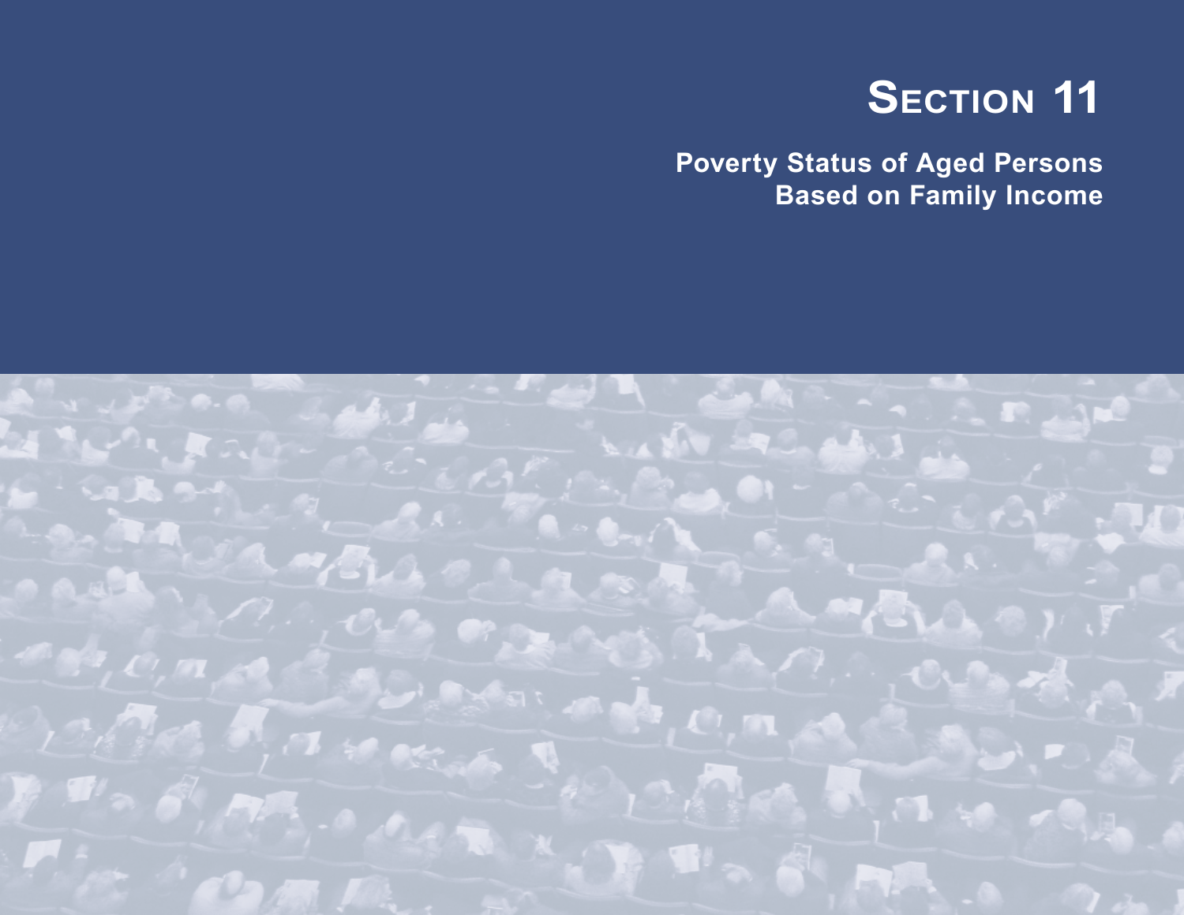# Section 11

## Poverty Status of Aged Persons Based on Family Income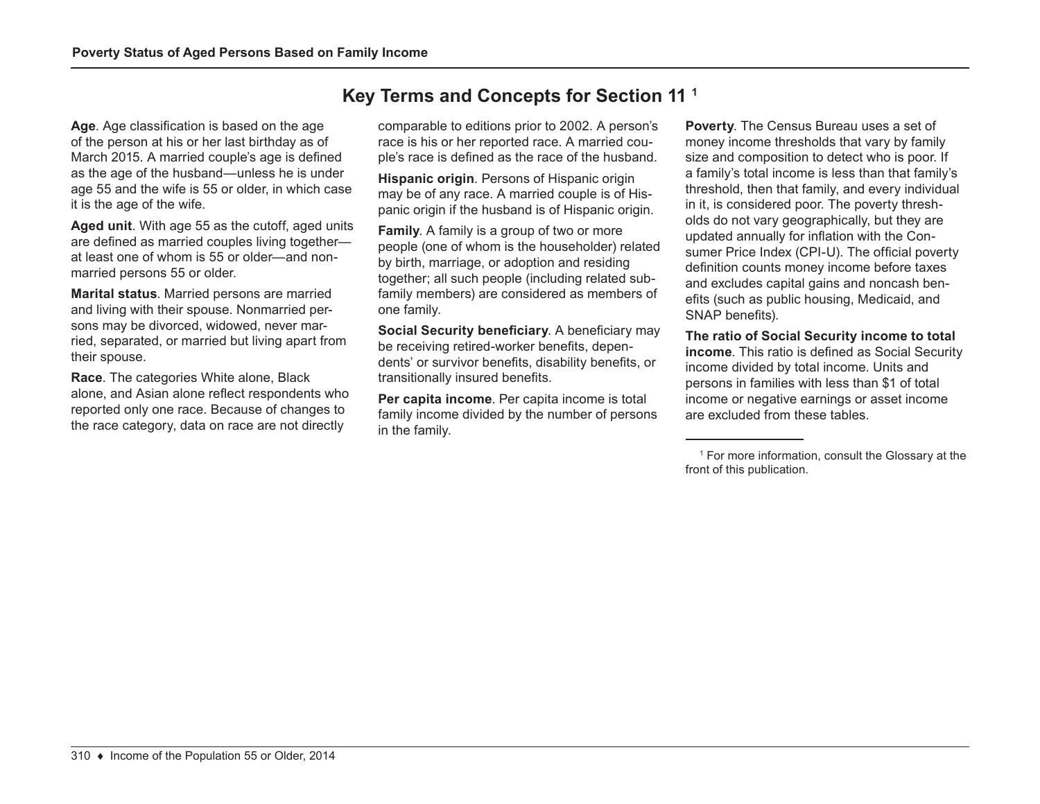## Key Terms and Concepts for Section 11 [1]

**Age**. Age classification is based on the age of the person at his or her last birthday as of March 2015. A married couple's age is defined as the age of the husband—unless he is under age 55 and the wife is 55 or older, in which case it is the age of the wife.

**Aged unit**. With age 55 as the cutoff, aged units are defined as married couples living together—at least one of whom is 55 or older—and nonmarried persons 55 or older.

**Marital status**. Married persons are married and living with their spouse. Nonmarried persons may be divorced, widowed, never married, separated, or married but living apart from their spouse.

**Race**. The categories White alone, Black alone, and Asian alone reflect respondents who reported only one race. Because of changes to the race category, data on race are not directly comparable to editions prior to 2002. A person's race is his or her reported race. A married couple's race is defined as the race of the husband.

**Hispanic origin**. Persons of Hispanic origin may be of any race. A married couple is of Hispanic origin if the husband is of Hispanic origin.

**Family**. A family is a group of two or more people (one of whom is the householder) related by birth, marriage, or adoption and residing together; all such people (including related subfamily members) are considered as members of one family.

**Social Security beneficiary**. A beneficiary may be receiving retired-worker benefits, dependents' or survivor benefits, disability benefits, or transitionally insured benefits.

**Per capita income**. Per capita income is total family income divided by the number of persons in the family.

**Poverty**. The Census Bureau uses a set of money income thresholds that vary by family size and composition to detect who is poor. If a family's total income is less than that family's threshold, then that family, and every individual in it, is considered poor. The poverty thresholds do not vary geographically, but they are updated annually for inflation with the Consumer Price Index (CPI-U). The official poverty definition counts money income before taxes and excludes capital gains and noncash benefits (such as public housing, Medicaid, and SNAP benefits).

**The ratio of Social Security income to total income**. This ratio is defined as Social Security income divided by total income. Units and persons in families with less than $1 of total income or negative earnings or asset income are excluded from these tables.

---

[1] For more information, consult the Glossary at the front of this publication.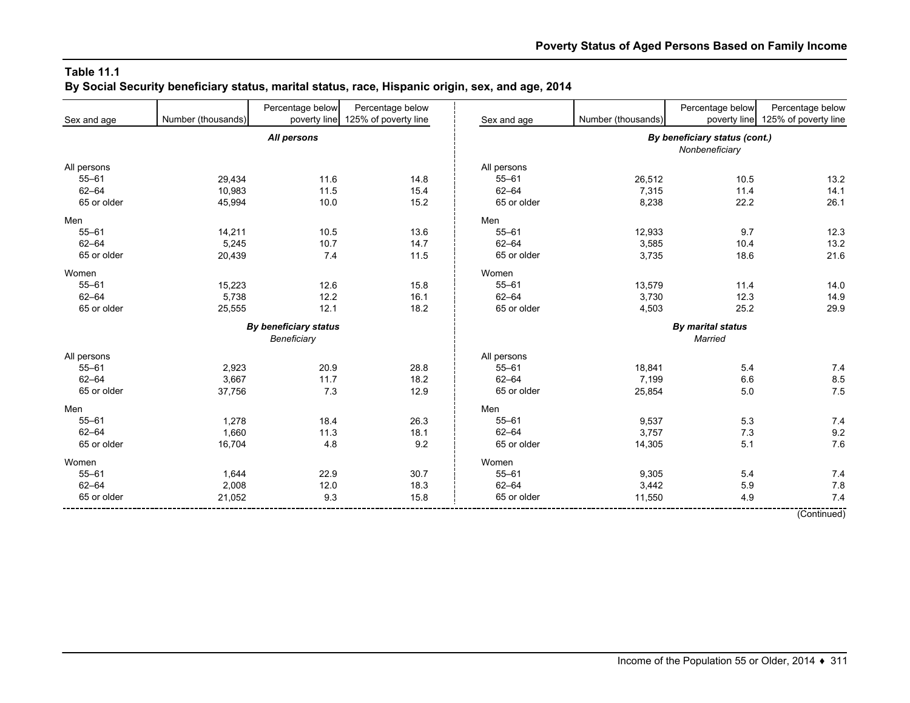## Table 11.1
**By Social Security beneficiary status, marital status, race, Hispanic origin, sex, and age, 2014**

| Sex and age | Number (thousands) | Percentage below poverty line | Percentage below 125% of poverty line |
|---|---|---|---|
| | *All persons* | | |
| All persons | | | |
| 55–61 | 29,434 | 11.6 | 14.8 |
| 62–64 | 10,983 | 11.5 | 15.4 |
| 65 or older | 45,994 | 10.0 | 15.2 |
| Men | | | |
| 55–61 | 14,211 | 10.5 | 13.6 |
| 62–64 | 5,245 | 10.7 | 14.7 |
| 65 or older | 20,439 | 7.4 | 11.5 |
| Women | | | |
| 55–61 | 15,223 | 12.6 | 15.8 |
| 62–64 | 5,738 | 12.2 | 16.1 |
| 65 or older | 25,555 | 12.1 | 18.2 |
| | **By beneficiary status** *Beneficiary* | | |
| All persons | | | |
| 55–61 | 2,923 | 20.9 | 28.8 |
| 62–64 | 3,667 | 11.7 | 18.2 |
| 65 or older | 37,756 | 7.3 | 12.9 |
| Men | | | |
| 55–61 | 1,278 | 18.4 | 26.3 |
| 62–64 | 1,660 | 11.3 | 18.1 |
| 65 or older | 16,704 | 4.8 | 9.2 |
| Women | | | |
| 55–61 | 1,644 | 22.9 | 30.7 |
| 62–64 | 2,008 | 12.0 | 18.3 |
| 65 or older | 21,052 | 9.3 | 15.8 |
| | **By beneficiary status (cont.)** *Nonbeneficiary* | | |
| All persons | | | |
| 55–61 | 26,512 | 10.5 | 13.2 |
| 62–64 | 7,315 | 11.4 | 14.1 |
| 65 or older | 8,238 | 22.2 | 26.1 |
| Men | | | |
| 55–61 | 12,933 | 9.7 | 12.3 |
| 62–64 | 3,585 | 10.4 | 13.2 |
| 65 or older | 3,735 | 18.6 | 21.6 |
| Women | | | |
| 55–61 | 13,579 | 11.4 | 14.0 |
| 62–64 | 3,730 | 12.3 | 14.9 |
| 65 or older | 4,503 | 25.2 | 29.9 |
| | **By marital status** *Married* | | |
| All persons | | | |
| 55–61 | 18,841 | 5.4 | 7.4 |
| 62–64 | 7,199 | 6.6 | 8.5 |
| 65 or older | 25,854 | 5.0 | 7.5 |
| Men | | | |
| 55–61 | 9,537 | 5.3 | 7.4 |
| 62–64 | 3,757 | 7.3 | 9.2 |
| 65 or older | 14,305 | 5.1 | 7.6 |
| Women | | | |
| 55–61 | 9,305 | 5.4 | 7.4 |
| 62–64 | 3,442 | 5.9 | 7.8 |
| 65 or older | 11,550 | 4.9 | 7.4 |

(Continued)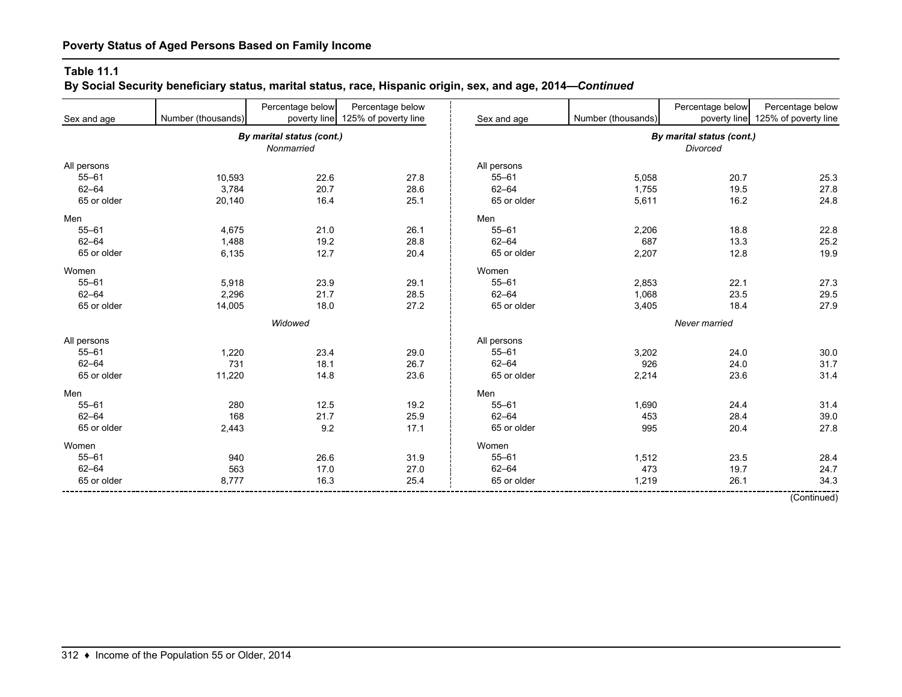## Poverty Status of Aged Persons Based on Family Income

**Table 11.1**
**By Social Security beneficiary status, marital status, race, Hispanic origin, sex, and age, 2014—*Continued***

| Sex and age | Number (thousands) | Percentage below poverty line | Percentage below 125% of poverty line |
|---|---|---|---|
| | *By marital status (cont.)* | | |
| | *Nonmarried* | | |
| All persons | | | |
| 55–61 | 10,593 | 22.6 | 27.8 |
| 62–64 | 3,784 | 20.7 | 28.6 |
| 65 or older | 20,140 | 16.4 | 25.1 |
| Men | | | |
| 55–61 | 4,675 | 21.0 | 26.1 |
| 62–64 | 1,488 | 19.2 | 28.8 |
| 65 or older | 6,135 | 12.7 | 20.4 |
| Women | | | |
| 55–61 | 5,918 | 23.9 | 29.1 |
| 62–64 | 2,296 | 21.7 | 28.5 |
| 65 or older | 14,005 | 18.0 | 27.2 |
| | *Widowed* | | |
| All persons | | | |
| 55–61 | 1,220 | 23.4 | 29.0 |
| 62–64 | 731 | 18.1 | 26.7 |
| 65 or older | 11,220 | 14.8 | 23.6 |
| Men | | | |
| 55–61 | 280 | 12.5 | 19.2 |
| 62–64 | 168 | 21.7 | 25.9 |
| 65 or older | 2,443 | 9.2 | 17.1 |
| Women | | | |
| 55–61 | 940 | 26.6 | 31.9 |
| 62–64 | 563 | 17.0 | 27.0 |
| 65 or older | 8,777 | 16.3 | 25.4 |
| | *By marital status (cont.)* | | |
| | *Divorced* | | |
| All persons | | | |
| 55–61 | 5,058 | 20.7 | 25.3 |
| 62–64 | 1,755 | 19.5 | 27.8 |
| 65 or older | 5,611 | 16.2 | 24.8 |
| Men | | | |
| 55–61 | 2,206 | 18.8 | 22.8 |
| 62–64 | 687 | 13.3 | 25.2 |
| 65 or older | 2,207 | 12.8 | 19.9 |
| Women | | | |
| 55–61 | 2,853 | 22.1 | 27.3 |
| 62–64 | 1,068 | 23.5 | 29.5 |
| 65 or older | 3,405 | 18.4 | 27.9 |
| | *Never married* | | |
| All persons | | | |
| 55–61 | 3,202 | 24.0 | 30.0 |
| 62–64 | 926 | 24.0 | 31.7 |
| 65 or older | 2,214 | 23.6 | 31.4 |
| Men | | | |
| 55–61 | 1,690 | 24.4 | 31.4 |
| 62–64 | 453 | 28.4 | 39.0 |
| 65 or older | 995 | 20.4 | 27.8 |
| Women | | | |
| 55–61 | 1,512 | 23.5 | 28.4 |
| 62–64 | 473 | 19.7 | 24.7 |
| 65 or older | 1,219 | 26.1 | 34.3 |

(Continued)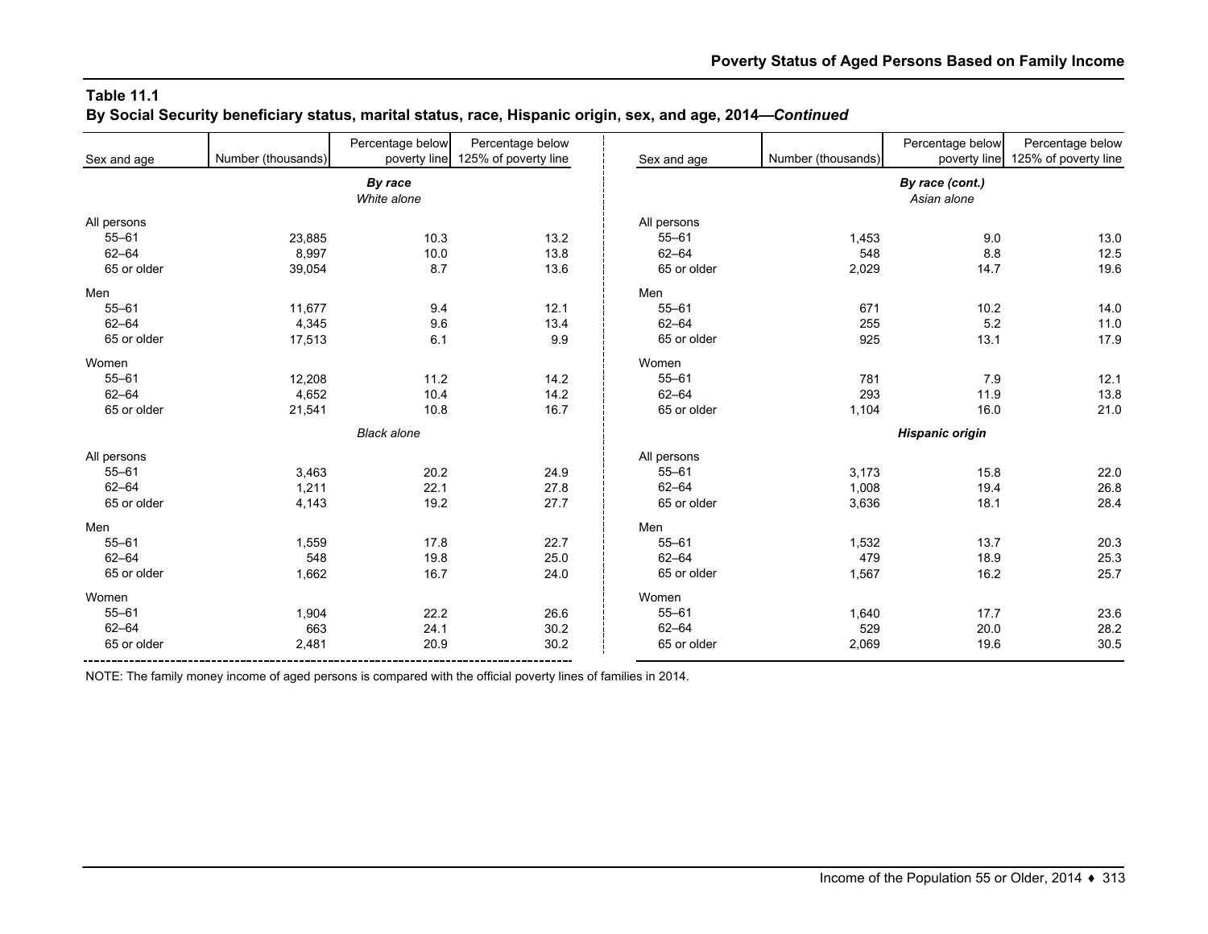## Table 11.1

**By Social Security beneficiary status, marital status, race, Hispanic origin, sex, and age, 2014—*Continued***

| Sex and age | Number (thousands) | Percentage below poverty line | Percentage below 125% of poverty line |
|---|---|---|---|
| | ***By race*** | | |
| | *White alone* | | |
| All persons | | | |
| 55–61 | 23,885 | 10.3 | 13.2 |
| 62–64 | 8,997 | 10.0 | 13.8 |
| 65 or older | 39,054 | 8.7 | 13.6 |
| Men | | | |
| 55–61 | 11,677 | 9.4 | 12.1 |
| 62–64 | 4,345 | 9.6 | 13.4 |
| 65 or older | 17,513 | 6.1 | 9.9 |
| Women | | | |
| 55–61 | 12,208 | 11.2 | 14.2 |
| 62–64 | 4,652 | 10.4 | 14.2 |
| 65 or older | 21,541 | 10.8 | 16.7 |
| | *Black alone* | | |
| All persons | | | |
| 55–61 | 3,463 | 20.2 | 24.9 |
| 62–64 | 1,211 | 22.1 | 27.8 |
| 65 or older | 4,143 | 19.2 | 27.7 |
| Men | | | |
| 55–61 | 1,559 | 17.8 | 22.7 |
| 62–64 | 548 | 19.8 | 25.0 |
| 65 or older | 1,662 | 16.7 | 24.0 |
| Women | | | |
| 55–61 | 1,904 | 22.2 | 26.6 |
| 62–64 | 663 | 24.1 | 30.2 |
| 65 or older | 2,481 | 20.9 | 30.2 |
| | ***By race (cont.)*** | | |
| | *Asian alone* | | |
| All persons | | | |
| 55–61 | 1,453 | 9.0 | 13.0 |
| 62–64 | 548 | 8.8 | 12.5 |
| 65 or older | 2,029 | 14.7 | 19.6 |
| Men | | | |
| 55–61 | 671 | 10.2 | 14.0 |
| 62–64 | 255 | 5.2 | 11.0 |
| 65 or older | 925 | 13.1 | 17.9 |
| Women | | | |
| 55–61 | 781 | 7.9 | 12.1 |
| 62–64 | 293 | 11.9 | 13.8 |
| 65 or older | 1,104 | 16.0 | 21.0 |
| | ***Hispanic origin*** | | |
| All persons | | | |
| 55–61 | 3,173 | 15.8 | 22.0 |
| 62–64 | 1,008 | 19.4 | 26.8 |
| 65 or older | 3,636 | 18.1 | 28.4 |
| Men | | | |
| 55–61 | 1,532 | 13.7 | 20.3 |
| 62–64 | 479 | 18.9 | 25.3 |
| 65 or older | 1,567 | 16.2 | 25.7 |
| Women | | | |
| 55–61 | 1,640 | 17.7 | 23.6 |
| 62–64 | 529 | 20.0 | 28.2 |
| 65 or older | 2,069 | 19.6 | 30.5 |

NOTE: The family money income of aged persons is compared with the official poverty lines of families in 2014.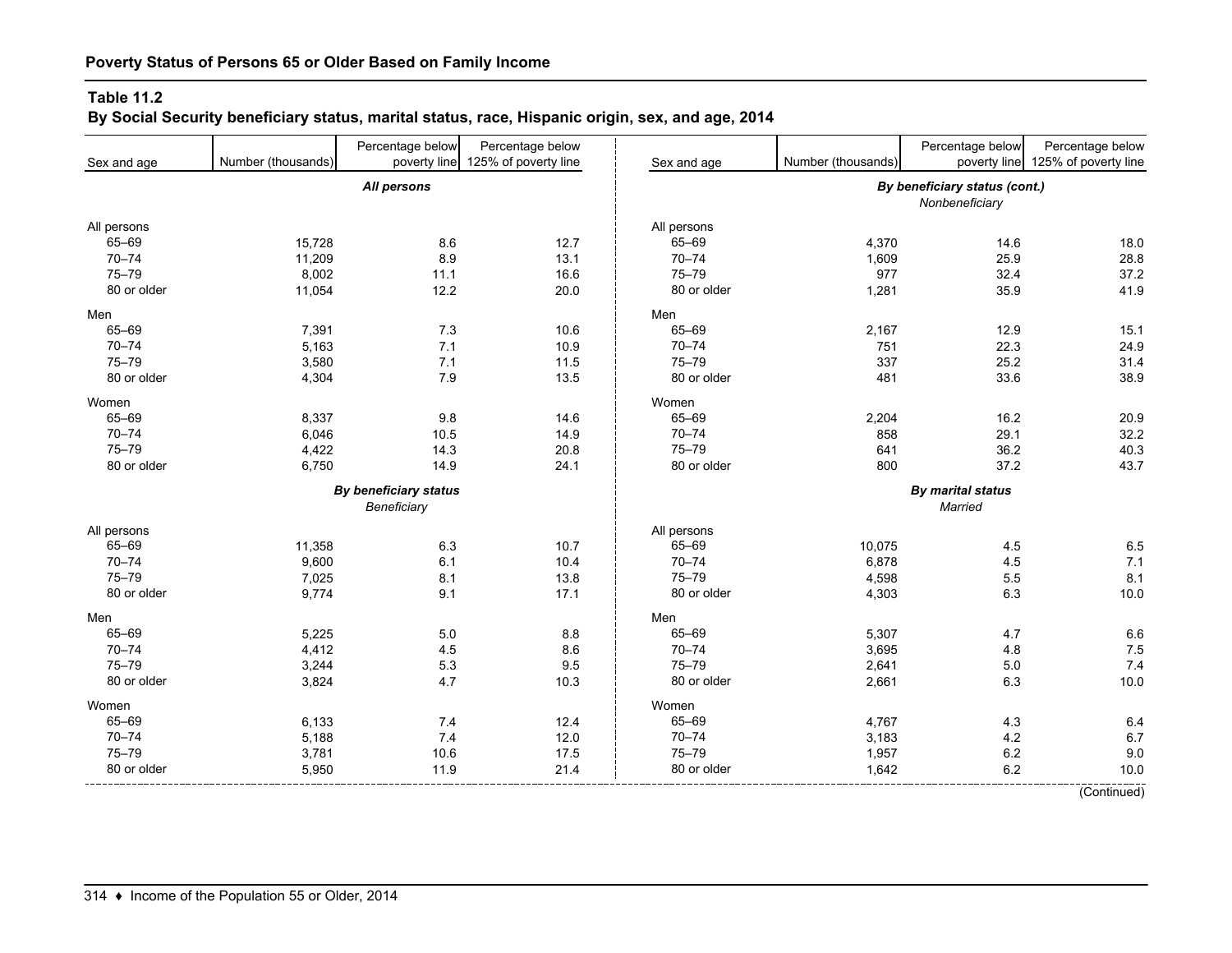## Poverty Status of Persons 65 or Older Based on Family Income

### Table 11.2
**By Social Security beneficiary status, marital status, race, Hispanic origin, sex, and age, 2014**

| Sex and age | Number (thousands) | Percentage below poverty line | Percentage below 125% of poverty line |
|---|---|---|---|
| | *All persons* | | |
| All persons | | | |
| 65–69 | 15,728 | 8.6 | 12.7 |
| 70–74 | 11,209 | 8.9 | 13.1 |
| 75–79 | 8,002 | 11.1 | 16.6 |
| 80 or older | 11,054 | 12.2 | 20.0 |
| Men | | | |
| 65–69 | 7,391 | 7.3 | 10.6 |
| 70–74 | 5,163 | 7.1 | 10.9 |
| 75–79 | 3,580 | 7.1 | 11.5 |
| 80 or older | 4,304 | 7.9 | 13.5 |
| Women | | | |
| 65–69 | 8,337 | 9.8 | 14.6 |
| 70–74 | 6,046 | 10.5 | 14.9 |
| 75–79 | 4,422 | 14.3 | 20.8 |
| 80 or older | 6,750 | 14.9 | 24.1 |
| | ***By beneficiary status*** | | |
| | *Beneficiary* | | |
| All persons | | | |
| 65–69 | 11,358 | 6.3 | 10.7 |
| 70–74 | 9,600 | 6.1 | 10.4 |
| 75–79 | 7,025 | 8.1 | 13.8 |
| 80 or older | 9,774 | 9.1 | 17.1 |
| Men | | | |
| 65–69 | 5,225 | 5.0 | 8.8 |
| 70–74 | 4,412 | 4.5 | 8.6 |
| 75–79 | 3,244 | 5.3 | 9.5 |
| 80 or older | 3,824 | 4.7 | 10.3 |
| Women | | | |
| 65–69 | 6,133 | 7.4 | 12.4 |
| 70–74 | 5,188 | 7.4 | 12.0 |
| 75–79 | 3,781 | 10.6 | 17.5 |
| 80 or older | 5,950 | 11.9 | 21.4 |
| | ***By beneficiary status (cont.)*** | | |
| | *Nonbeneficiary* | | |
| All persons | | | |
| 65–69 | 4,370 | 14.6 | 18.0 |
| 70–74 | 1,609 | 25.9 | 28.8 |
| 75–79 | 977 | 32.4 | 37.2 |
| 80 or older | 1,281 | 35.9 | 41.9 |
| Men | | | |
| 65–69 | 2,167 | 12.9 | 15.1 |
| 70–74 | 751 | 22.3 | 24.9 |
| 75–79 | 337 | 25.2 | 31.4 |
| 80 or older | 481 | 33.6 | 38.9 |
| Women | | | |
| 65–69 | 2,204 | 16.2 | 20.9 |
| 70–74 | 858 | 29.1 | 32.2 |
| 75–79 | 641 | 36.2 | 40.3 |
| 80 or older | 800 | 37.2 | 43.7 |
| | ***By marital status*** | | |
| | *Married* | | |
| All persons | | | |
| 65–69 | 10,075 | 4.5 | 6.5 |
| 70–74 | 6,878 | 4.5 | 7.1 |
| 75–79 | 4,598 | 5.5 | 8.1 |
| 80 or older | 4,303 | 6.3 | 10.0 |
| Men | | | |
| 65–69 | 5,307 | 4.7 | 6.6 |
| 70–74 | 3,695 | 4.8 | 7.5 |
| 75–79 | 2,641 | 5.0 | 7.4 |
| 80 or older | 2,661 | 6.3 | 10.0 |
| Women | | | |
| 65–69 | 4,767 | 4.3 | 6.4 |
| 70–74 | 3,183 | 4.2 | 6.7 |
| 75–79 | 1,957 | 6.2 | 9.0 |
| 80 or older | 1,642 | 6.2 | 10.0 |

(Continued)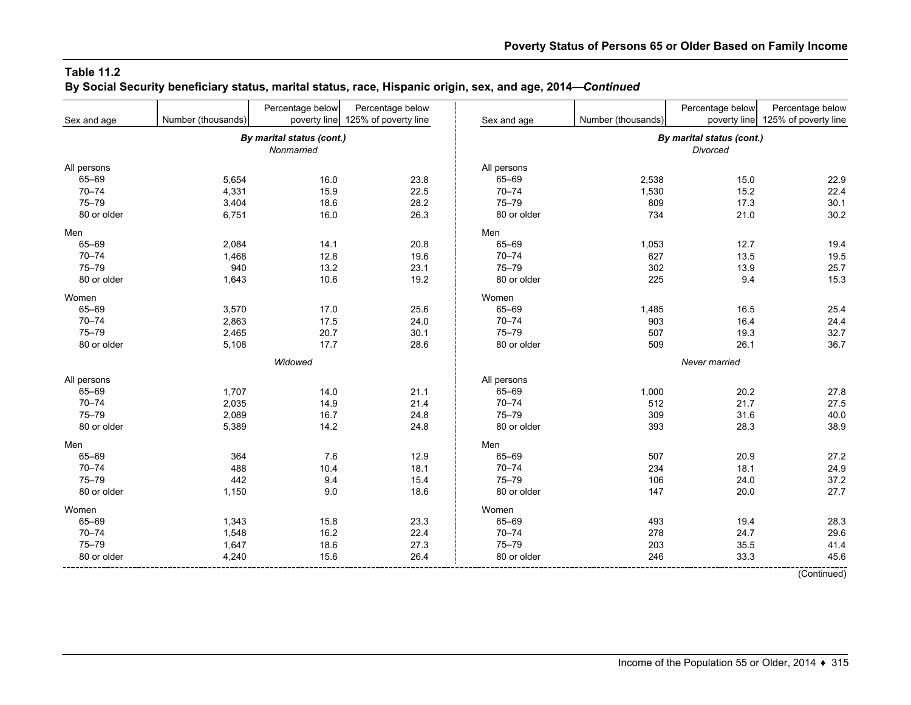## Table 11.2

**By Social Security beneficiary status, marital status, race, Hispanic origin, sex, and age, 2014—*Continued***

| Sex and age | Number (thousands) | Percentage below poverty line | Percentage below 125% of poverty line |
|---|---|---|---|
| | *By marital status (cont.)* | | |
| | *Nonmarried* | | |
| All persons | | | |
| 65–69 | 5,654 | 16.0 | 23.8 |
| 70–74 | 4,331 | 15.9 | 22.5 |
| 75–79 | 3,404 | 18.6 | 28.2 |
| 80 or older | 6,751 | 16.0 | 26.3 |
| Men | | | |
| 65–69 | 2,084 | 14.1 | 20.8 |
| 70–74 | 1,468 | 12.8 | 19.6 |
| 75–79 | 940 | 13.2 | 23.1 |
| 80 or older | 1,643 | 10.6 | 19.2 |
| Women | | | |
| 65–69 | 3,570 | 17.0 | 25.6 |
| 70–74 | 2,863 | 17.5 | 24.0 |
| 75–79 | 2,465 | 20.7 | 30.1 |
| 80 or older | 5,108 | 17.7 | 28.6 |
| | *Widowed* | | |
| All persons | | | |
| 65–69 | 1,707 | 14.0 | 21.1 |
| 70–74 | 2,035 | 14.9 | 21.4 |
| 75–79 | 2,089 | 16.7 | 24.8 |
| 80 or older | 5,389 | 14.2 | 24.8 |
| Men | | | |
| 65–69 | 364 | 7.6 | 12.9 |
| 70–74 | 488 | 10.4 | 18.1 |
| 75–79 | 442 | 9.4 | 15.4 |
| 80 or older | 1,150 | 9.0 | 18.6 |
| Women | | | |
| 65–69 | 1,343 | 15.8 | 23.3 |
| 70–74 | 1,548 | 16.2 | 22.4 |
| 75–79 | 1,647 | 18.6 | 27.3 |
| 80 or older | 4,240 | 15.6 | 26.4 |

| Sex and age | Number (thousands) | Percentage below poverty line | Percentage below 125% of poverty line |
|---|---|---|---|
| | *By marital status (cont.)* | | |
| | *Divorced* | | |
| All persons | | | |
| 65–69 | 2,538 | 15.0 | 22.9 |
| 70–74 | 1,530 | 15.2 | 22.4 |
| 75–79 | 809 | 17.3 | 30.1 |
| 80 or older | 734 | 21.0 | 30.2 |
| Men | | | |
| 65–69 | 1,053 | 12.7 | 19.4 |
| 70–74 | 627 | 13.5 | 19.5 |
| 75–79 | 302 | 13.9 | 25.7 |
| 80 or older | 225 | 9.4 | 15.3 |
| Women | | | |
| 65–69 | 1,485 | 16.5 | 25.4 |
| 70–74 | 903 | 16.4 | 24.4 |
| 75–79 | 507 | 19.3 | 32.7 |
| 80 or older | 509 | 26.1 | 36.7 |
| | *Never married* | | |
| All persons | | | |
| 65–69 | 1,000 | 20.2 | 27.8 |
| 70–74 | 512 | 21.7 | 27.5 |
| 75–79 | 309 | 31.6 | 40.0 |
| 80 or older | 393 | 28.3 | 38.9 |
| Men | | | |
| 65–69 | 507 | 20.9 | 27.2 |
| 70–74 | 234 | 18.1 | 24.9 |
| 75–79 | 106 | 24.0 | 37.2 |
| 80 or older | 147 | 20.0 | 27.7 |
| Women | | | |
| 65–69 | 493 | 19.4 | 28.3 |
| 70–74 | 278 | 24.7 | 29.6 |
| 75–79 | 203 | 35.5 | 41.4 |
| 80 or older | 246 | 33.3 | 45.6 |

(Continued)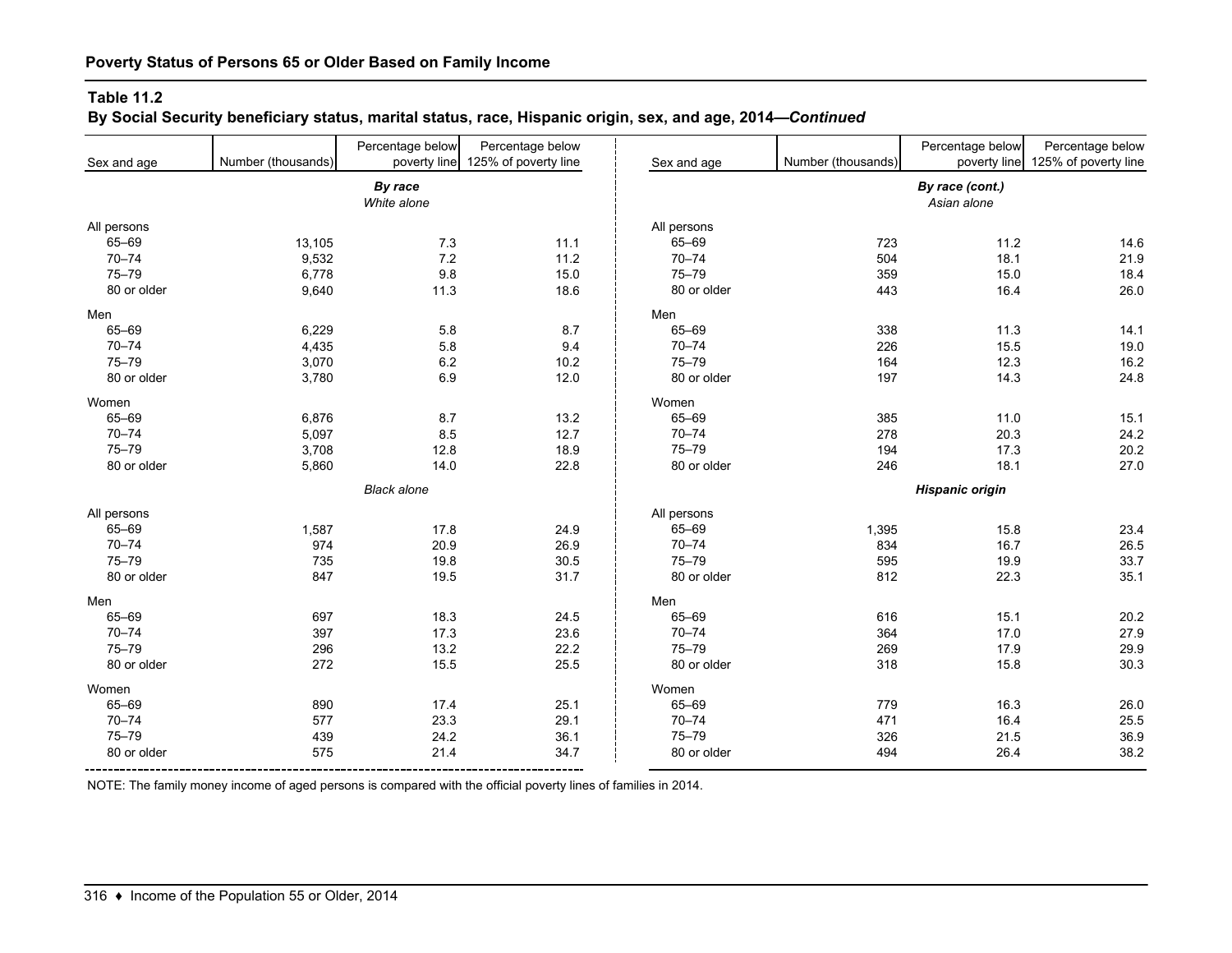**Poverty Status of Persons 65 or Older Based on Family Income**

**Table 11.2**
**By Social Security beneficiary status, marital status, race, Hispanic origin, sex, and age, 2014—*Continued***

| Sex and age | Number (thousands) | Percentage below poverty line | Percentage below 125% of poverty line |
|---|---|---|---|
| | ***By race*** | | |
| | *White alone* | | |
| All persons | | | |
| 65–69 | 13,105 | 7.3 | 11.1 |
| 70–74 | 9,532 | 7.2 | 11.2 |
| 75–79 | 6,778 | 9.8 | 15.0 |
| 80 or older | 9,640 | 11.3 | 18.6 |
| Men | | | |
| 65–69 | 6,229 | 5.8 | 8.7 |
| 70–74 | 4,435 | 5.8 | 9.4 |
| 75–79 | 3,070 | 6.2 | 10.2 |
| 80 or older | 3,780 | 6.9 | 12.0 |
| Women | | | |
| 65–69 | 6,876 | 8.7 | 13.2 |
| 70–74 | 5,097 | 8.5 | 12.7 |
| 75–79 | 3,708 | 12.8 | 18.9 |
| 80 or older | 5,860 | 14.0 | 22.8 |
| | *Black alone* | | |
| All persons | | | |
| 65–69 | 1,587 | 17.8 | 24.9 |
| 70–74 | 974 | 20.9 | 26.9 |
| 75–79 | 735 | 19.8 | 30.5 |
| 80 or older | 847 | 19.5 | 31.7 |
| Men | | | |
| 65–69 | 697 | 18.3 | 24.5 |
| 70–74 | 397 | 17.3 | 23.6 |
| 75–79 | 296 | 13.2 | 22.2 |
| 80 or older | 272 | 15.5 | 25.5 |
| Women | | | |
| 65–69 | 890 | 17.4 | 25.1 |
| 70–74 | 577 | 23.3 | 29.1 |
| 75–79 | 439 | 24.2 | 36.1 |
| 80 or older | 575 | 21.4 | 34.7 |
| | ***By race (cont.)*** | | |
| | *Asian alone* | | |
| All persons | | | |
| 65–69 | 723 | 11.2 | 14.6 |
| 70–74 | 504 | 18.1 | 21.9 |
| 75–79 | 359 | 15.0 | 18.4 |
| 80 or older | 443 | 16.4 | 26.0 |
| Men | | | |
| 65–69 | 338 | 11.3 | 14.1 |
| 70–74 | 226 | 15.5 | 19.0 |
| 75–79 | 164 | 12.3 | 16.2 |
| 80 or older | 197 | 14.3 | 24.8 |
| Women | | | |
| 65–69 | 385 | 11.0 | 15.1 |
| 70–74 | 278 | 20.3 | 24.2 |
| 75–79 | 194 | 17.3 | 20.2 |
| 80 or older | 246 | 18.1 | 27.0 |
| | ***Hispanic origin*** | | |
| All persons | | | |
| 65–69 | 1,395 | 15.8 | 23.4 |
| 70–74 | 834 | 16.7 | 26.5 |
| 75–79 | 595 | 19.9 | 33.7 |
| 80 or older | 812 | 22.3 | 35.1 |
| Men | | | |
| 65–69 | 616 | 15.1 | 20.2 |
| 70–74 | 364 | 17.0 | 27.9 |
| 75–79 | 269 | 17.9 | 29.9 |
| 80 or older | 318 | 15.8 | 30.3 |
| Women | | | |
| 65–69 | 779 | 16.3 | 26.0 |
| 70–74 | 471 | 16.4 | 25.5 |
| 75–79 | 326 | 21.5 | 36.9 |
| 80 or older | 494 | 26.4 | 38.2 |

NOTE: The family money income of aged persons is compared with the official poverty lines of families in 2014.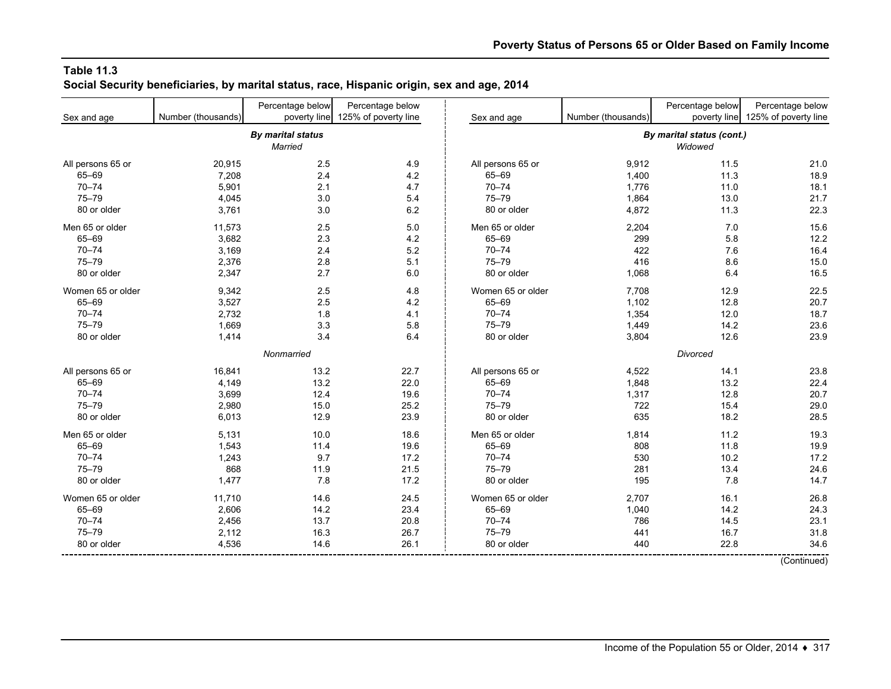## Table 11.3
## Social Security beneficiaries, by marital status, race, Hispanic origin, sex and age, 2014

| Sex and age | Number (thousands) | Percentage below poverty line | Percentage below 125% of poverty line |
|---|---|---|---|
| *By marital status* | | | |
| *Married* | | | |
| All persons 65 or | 20,915 | 2.5 | 4.9 |
| 65–69 | 7,208 | 2.4 | 4.2 |
| 70–74 | 5,901 | 2.1 | 4.7 |
| 75–79 | 4,045 | 3.0 | 5.4 |
| 80 or older | 3,761 | 3.0 | 6.2 |
| Men 65 or older | 11,573 | 2.5 | 5.0 |
| 65–69 | 3,682 | 2.3 | 4.2 |
| 70–74 | 3,169 | 2.4 | 5.2 |
| 75–79 | 2,376 | 2.8 | 5.1 |
| 80 or older | 2,347 | 2.7 | 6.0 |
| Women 65 or older | 9,342 | 2.5 | 4.8 |
| 65–69 | 3,527 | 2.5 | 4.2 |
| 70–74 | 2,732 | 1.8 | 4.1 |
| 75–79 | 1,669 | 3.3 | 5.8 |
| 80 or older | 1,414 | 3.4 | 6.4 |
| *Nonmarried* | | | |
| All persons 65 or | 16,841 | 13.2 | 22.7 |
| 65–69 | 4,149 | 13.2 | 22.0 |
| 70–74 | 3,699 | 12.4 | 19.6 |
| 75–79 | 2,980 | 15.0 | 25.2 |
| 80 or older | 6,013 | 12.9 | 23.9 |
| Men 65 or older | 5,131 | 10.0 | 18.6 |
| 65–69 | 1,543 | 11.4 | 19.6 |
| 70–74 | 1,243 | 9.7 | 17.2 |
| 75–79 | 868 | 11.9 | 21.5 |
| 80 or older | 1,477 | 7.8 | 17.2 |
| Women 65 or older | 11,710 | 14.6 | 24.5 |
| 65–69 | 2,606 | 14.2 | 23.4 |
| 70–74 | 2,456 | 13.7 | 20.8 |
| 75–79 | 2,112 | 16.3 | 26.7 |
| 80 or older | 4,536 | 14.6 | 26.1 |
| *By marital status (cont.)* | | | |
| *Widowed* | | | |
| All persons 65 or | 9,912 | 11.5 | 21.0 |
| 65–69 | 1,400 | 11.3 | 18.9 |
| 70–74 | 1,776 | 11.0 | 18.1 |
| 75–79 | 1,864 | 13.0 | 21.7 |
| 80 or older | 4,872 | 11.3 | 22.3 |
| Men 65 or older | 2,204 | 7.0 | 15.6 |
| 65–69 | 299 | 5.8 | 12.2 |
| 70–74 | 422 | 7.6 | 16.4 |
| 75–79 | 416 | 8.6 | 15.0 |
| 80 or older | 1,068 | 6.4 | 16.5 |
| Women 65 or older | 7,708 | 12.9 | 22.5 |
| 65–69 | 1,102 | 12.8 | 20.7 |
| 70–74 | 1,354 | 12.0 | 18.7 |
| 75–79 | 1,449 | 14.2 | 23.6 |
| 80 or older | 3,804 | 12.6 | 23.9 |
| *Divorced* | | | |
| All persons 65 or | 4,522 | 14.1 | 23.8 |
| 65–69 | 1,848 | 13.2 | 22.4 |
| 70–74 | 1,317 | 12.8 | 20.7 |
| 75–79 | 722 | 15.4 | 29.0 |
| 80 or older | 635 | 18.2 | 28.5 |
| Men 65 or older | 1,814 | 11.2 | 19.3 |
| 65–69 | 808 | 11.8 | 19.9 |
| 70–74 | 530 | 10.2 | 17.2 |
| 75–79 | 281 | 13.4 | 24.6 |
| 80 or older | 195 | 7.8 | 14.7 |
| Women 65 or older | 2,707 | 16.1 | 26.8 |
| 65–69 | 1,040 | 14.2 | 24.3 |
| 70–74 | 786 | 14.5 | 23.1 |
| 75–79 | 441 | 16.7 | 31.8 |
| 80 or older | 440 | 22.8 | 34.6 |

(Continued)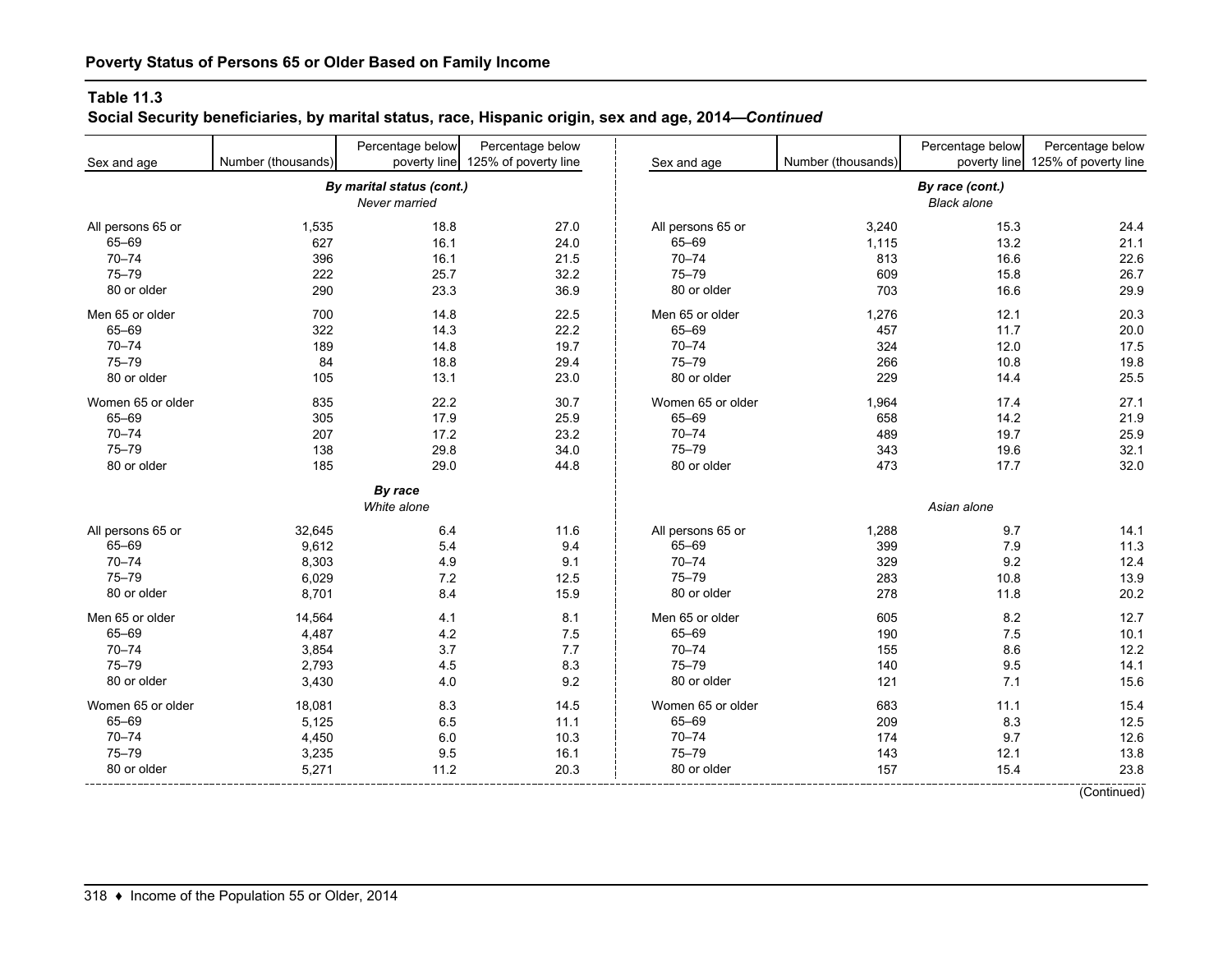## Poverty Status of Persons 65 or Older Based on Family Income

**Table 11.3**
**Social Security beneficiaries, by marital status, race, Hispanic origin, sex and age, 2014—*Continued***

| Sex and age | Number (thousands) | Percentage below poverty line | Percentage below 125% of poverty line |
|---|---|---|---|
| | ***By marital status (cont.)*** | | |
| | *Never married* | | |
| All persons 65 or | 1,535 | 18.8 | 27.0 |
| 65–69 | 627 | 16.1 | 24.0 |
| 70–74 | 396 | 16.1 | 21.5 |
| 75–79 | 222 | 25.7 | 32.2 |
| 80 or older | 290 | 23.3 | 36.9 |
| Men 65 or older | 700 | 14.8 | 22.5 |
| 65–69 | 322 | 14.3 | 22.2 |
| 70–74 | 189 | 14.8 | 19.7 |
| 75–79 | 84 | 18.8 | 29.4 |
| 80 or older | 105 | 13.1 | 23.0 |
| Women 65 or older | 835 | 22.2 | 30.7 |
| 65–69 | 305 | 17.9 | 25.9 |
| 70–74 | 207 | 17.2 | 23.2 |
| 75–79 | 138 | 29.8 | 34.0 |
| 80 or older | 185 | 29.0 | 44.8 |
| | ***By race*** | | |
| | *White alone* | | |
| All persons 65 or | 32,645 | 6.4 | 11.6 |
| 65–69 | 9,612 | 5.4 | 9.4 |
| 70–74 | 8,303 | 4.9 | 9.1 |
| 75–79 | 6,029 | 7.2 | 12.5 |
| 80 or older | 8,701 | 8.4 | 15.9 |
| Men 65 or older | 14,564 | 4.1 | 8.1 |
| 65–69 | 4,487 | 4.2 | 7.5 |
| 70–74 | 3,854 | 3.7 | 7.7 |
| 75–79 | 2,793 | 4.5 | 8.3 |
| 80 or older | 3,430 | 4.0 | 9.2 |
| Women 65 or older | 18,081 | 8.3 | 14.5 |
| 65–69 | 5,125 | 6.5 | 11.1 |
| 70–74 | 4,450 | 6.0 | 10.3 |
| 75–79 | 3,235 | 9.5 | 16.1 |
| 80 or older | 5,271 | 11.2 | 20.3 |
| | ***By race (cont.)*** | | |
| | *Black alone* | | |
| All persons 65 or | 3,240 | 15.3 | 24.4 |
| 65–69 | 1,115 | 13.2 | 21.1 |
| 70–74 | 813 | 16.6 | 22.6 |
| 75–79 | 609 | 15.8 | 26.7 |
| 80 or older | 703 | 16.6 | 29.9 |
| Men 65 or older | 1,276 | 12.1 | 20.3 |
| 65–69 | 457 | 11.7 | 20.0 |
| 70–74 | 324 | 12.0 | 17.5 |
| 75–79 | 266 | 10.8 | 19.8 |
| 80 or older | 229 | 14.4 | 25.5 |
| Women 65 or older | 1,964 | 17.4 | 27.1 |
| 65–69 | 658 | 14.2 | 21.9 |
| 70–74 | 489 | 19.7 | 25.9 |
| 75–79 | 343 | 19.6 | 32.1 |
| 80 or older | 473 | 17.7 | 32.0 |
| | *Asian alone* | | |
| All persons 65 or | 1,288 | 9.7 | 14.1 |
| 65–69 | 399 | 7.9 | 11.3 |
| 70–74 | 329 | 9.2 | 12.4 |
| 75–79 | 283 | 10.8 | 13.9 |
| 80 or older | 278 | 11.8 | 20.2 |
| Men 65 or older | 605 | 8.2 | 12.7 |
| 65–69 | 190 | 7.5 | 10.1 |
| 70–74 | 155 | 8.6 | 12.2 |
| 75–79 | 140 | 9.5 | 14.1 |
| 80 or older | 121 | 7.1 | 15.6 |
| Women 65 or older | 683 | 11.1 | 15.4 |
| 65–69 | 209 | 8.3 | 12.5 |
| 70–74 | 174 | 9.7 | 12.6 |
| 75–79 | 143 | 12.1 | 13.8 |
| 80 or older | 157 | 15.4 | 23.8 |

(Continued)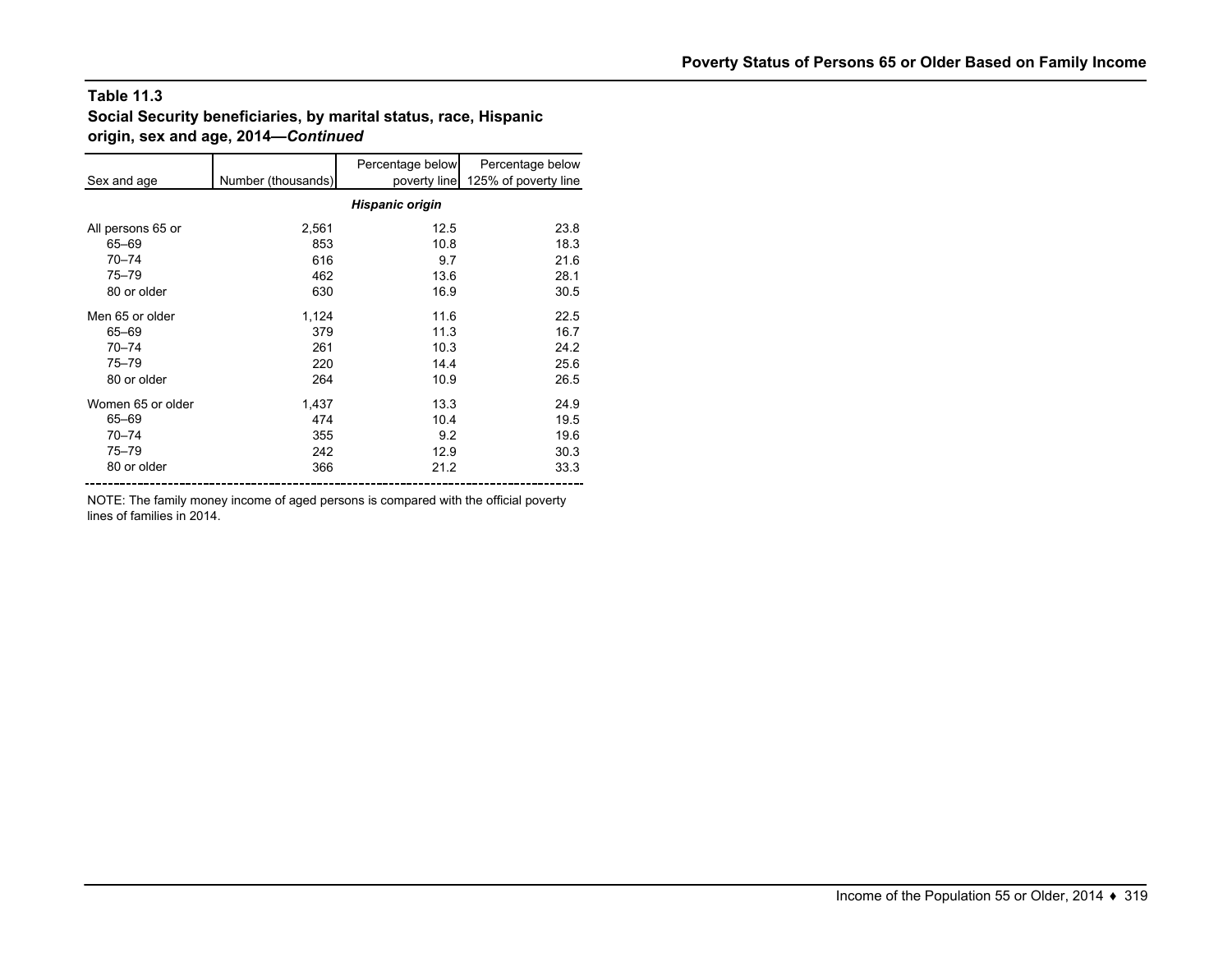**Table 11.3**
**Social Security beneficiaries, by marital status, race, Hispanic origin, sex and age, 2014—*Continued***

| Sex and age | Number (thousands) | Percentage below poverty line | Percentage below 125% of poverty line |
|---|---|---|---|
| | | ***Hispanic origin*** | |
| All persons 65 or | 2,561 | 12.5 | 23.8 |
| 65–69 | 853 | 10.8 | 18.3 |
| 70–74 | 616 | 9.7 | 21.6 |
| 75–79 | 462 | 13.6 | 28.1 |
| 80 or older | 630 | 16.9 | 30.5 |
| Men 65 or older | 1,124 | 11.6 | 22.5 |
| 65–69 | 379 | 11.3 | 16.7 |
| 70–74 | 261 | 10.3 | 24.2 |
| 75–79 | 220 | 14.4 | 25.6 |
| 80 or older | 264 | 10.9 | 26.5 |
| Women 65 or older | 1,437 | 13.3 | 24.9 |
| 65–69 | 474 | 10.4 | 19.5 |
| 70–74 | 355 | 9.2 | 19.6 |
| 75–79 | 242 | 12.9 | 30.3 |
| 80 or older | 366 | 21.2 | 33.3 |

NOTE: The family money income of aged persons is compared with the official poverty lines of families in 2014.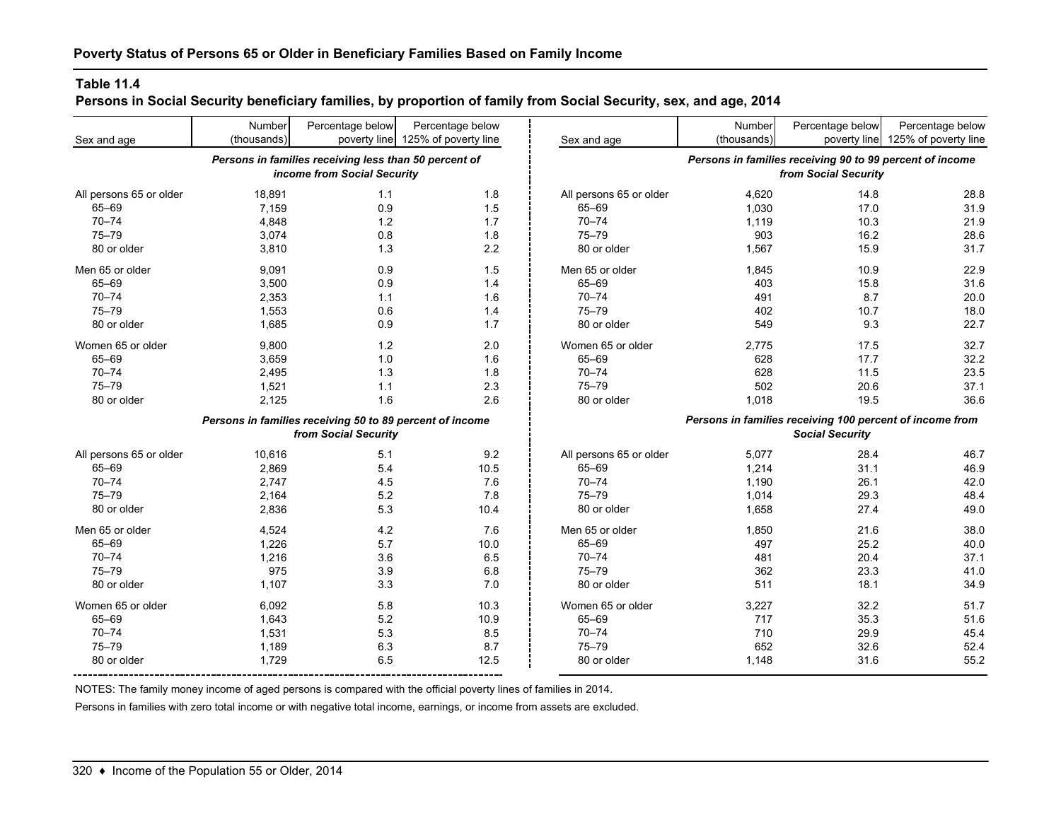## Poverty Status of Persons 65 or Older in Beneficiary Families Based on Family Income

**Table 11.4**
**Persons in Social Security beneficiary families, by proportion of family from Social Security, sex, and age, 2014**

| Sex and age | Number (thousands) | Percentage below poverty line | Percentage below 125% of poverty line |
|---|---|---|---|
| | *Persons in families receiving less than 50 percent of income from Social Security* | | |
| All persons 65 or older | 18,891 | 1.1 | 1.8 |
| 65–69 | 7,159 | 0.9 | 1.5 |
| 70–74 | 4,848 | 1.2 | 1.7 |
| 75–79 | 3,074 | 0.8 | 1.8 |
| 80 or older | 3,810 | 1.3 | 2.2 |
| Men 65 or older | 9,091 | 0.9 | 1.5 |
| 65–69 | 3,500 | 0.9 | 1.4 |
| 70–74 | 2,353 | 1.1 | 1.6 |
| 75–79 | 1,553 | 0.6 | 1.4 |
| 80 or older | 1,685 | 0.9 | 1.7 |
| Women 65 or older | 9,800 | 1.2 | 2.0 |
| 65–69 | 3,659 | 1.0 | 1.6 |
| 70–74 | 2,495 | 1.3 | 1.8 |
| 75–79 | 1,521 | 1.1 | 2.3 |
| 80 or older | 2,125 | 1.6 | 2.6 |
| | *Persons in families receiving 50 to 89 percent of income from Social Security* | | |
| All persons 65 or older | 10,616 | 5.1 | 9.2 |
| 65–69 | 2,869 | 5.4 | 10.5 |
| 70–74 | 2,747 | 4.5 | 7.6 |
| 75–79 | 2,164 | 5.2 | 7.8 |
| 80 or older | 2,836 | 5.3 | 10.4 |
| Men 65 or older | 4,524 | 4.2 | 7.6 |
| 65–69 | 1,226 | 5.7 | 10.0 |
| 70–74 | 1,216 | 3.6 | 6.5 |
| 75–79 | 975 | 3.9 | 6.8 |
| 80 or older | 1,107 | 3.3 | 7.0 |
| Women 65 or older | 6,092 | 5.8 | 10.3 |
| 65–69 | 1,643 | 5.2 | 10.9 |
| 70–74 | 1,531 | 5.3 | 8.5 |
| 75–79 | 1,189 | 6.3 | 8.7 |
| 80 or older | 1,729 | 6.5 | 12.5 |
| | *Persons in families receiving 90 to 99 percent of income from Social Security* | | |
| All persons 65 or older | 4,620 | 14.8 | 28.8 |
| 65–69 | 1,030 | 17.0 | 31.9 |
| 70–74 | 1,119 | 10.3 | 21.9 |
| 75–79 | 903 | 16.2 | 28.6 |
| 80 or older | 1,567 | 15.9 | 31.7 |
| Men 65 or older | 1,845 | 10.9 | 22.9 |
| 65–69 | 403 | 15.8 | 31.6 |
| 70–74 | 491 | 8.7 | 20.0 |
| 75–79 | 402 | 10.7 | 18.0 |
| 80 or older | 549 | 9.3 | 22.7 |
| Women 65 or older | 2,775 | 17.5 | 32.7 |
| 65–69 | 628 | 17.7 | 32.2 |
| 70–74 | 628 | 11.5 | 23.5 |
| 75–79 | 502 | 20.6 | 37.1 |
| 80 or older | 1,018 | 19.5 | 36.6 |
| | *Persons in families receiving 100 percent of income from Social Security* | | |
| All persons 65 or older | 5,077 | 28.4 | 46.7 |
| 65–69 | 1,214 | 31.1 | 46.9 |
| 70–74 | 1,190 | 26.1 | 42.0 |
| 75–79 | 1,014 | 29.3 | 48.4 |
| 80 or older | 1,658 | 27.4 | 49.0 |
| Men 65 or older | 1,850 | 21.6 | 38.0 |
| 65–69 | 497 | 25.2 | 40.0 |
| 70–74 | 481 | 20.4 | 37.1 |
| 75–79 | 362 | 23.3 | 41.0 |
| 80 or older | 511 | 18.1 | 34.9 |
| Women 65 or older | 3,227 | 32.2 | 51.7 |
| 65–69 | 717 | 35.3 | 51.6 |
| 70–74 | 710 | 29.9 | 45.4 |
| 75–79 | 652 | 32.6 | 52.4 |
| 80 or older | 1,148 | 31.6 | 55.2 |

NOTES: The family money income of aged persons is compared with the official poverty lines of families in 2014.

Persons in families with zero total income or with negative total income, earnings, or income from assets are excluded.